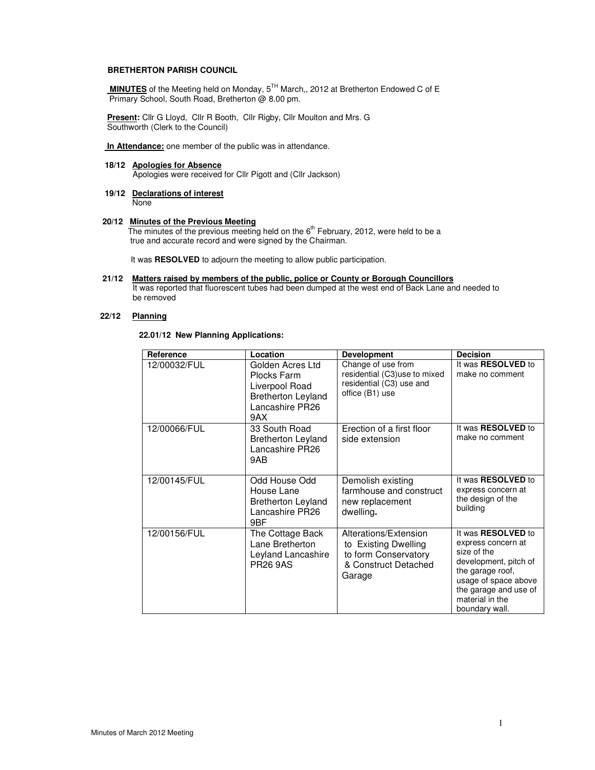**BRETHERTON PARISH COUNCIL**

**MINUTES** of the Meeting held on Monday, 5TH March,, 2012 at Bretherton Endowed C of E Primary School, South Road, Bretherton @ 8.00 pm.

**Present:** Cllr G Lloyd, Cllr R Booth, Cllr Rigby, Cllr Moulton and Mrs. G Southworth (Clerk to the Council)

**In Attendance:** one member of the public was in attendance.

**18/12 Apologies for Absence**

Apologies were received for Cllr Pigott and (Cllr Jackson)

**19/12 Declarations of interest**

None

**20/12 Minutes of the Previous Meeting**

The minutes of the previous meeting held on the 6th February, 2012, were held to be a true and accurate record and were signed by the Chairman.

It was **RESOLVED** to adjourn the meeting to allow public participation.

**21/12 Matters raised by members of the public, police or County or Borough Councillors**

It was reported that fluorescent tubes had been dumped at the west end of Back Lane and needed to be removed

**22/12 Planning**

**22.01/12 New Planning Applications:**

| Reference | Location | Development | Decision |
|---|---|---|---|
| 12/00032/FUL | Golden Acres Ltd Plocks Farm Liverpool Road Bretherton Leyland Lancashire PR26 9AX | Change of use from residential (C3)use to mixed residential (C3) use and office (B1) use | It was **RESOLVED** to make no comment |
| 12/00066/FUL | 33 South Road Bretherton Leyland Lancashire PR26 9AB | Erection of a first floor side extension | It was **RESOLVED** to make no comment |
| 12/00145/FUL | Odd House Odd House Lane Bretherton Leyland Lancashire PR26 9BF | Demolish existing farmhouse and construct new replacement dwelling. | It was **RESOLVED** to express concern at the design of the building |
| 12/00156/FUL | The Cottage Back Lane Bretherton Leyland Lancashire PR26 9AS | Alterations/Extension to Existing Dwelling to form Conservatory & Construct Detached Garage | It was **RESOLVED** to express concern at size of the development, pitch of the garage roof, usage of space above the garage and use of material in the boundary wall. |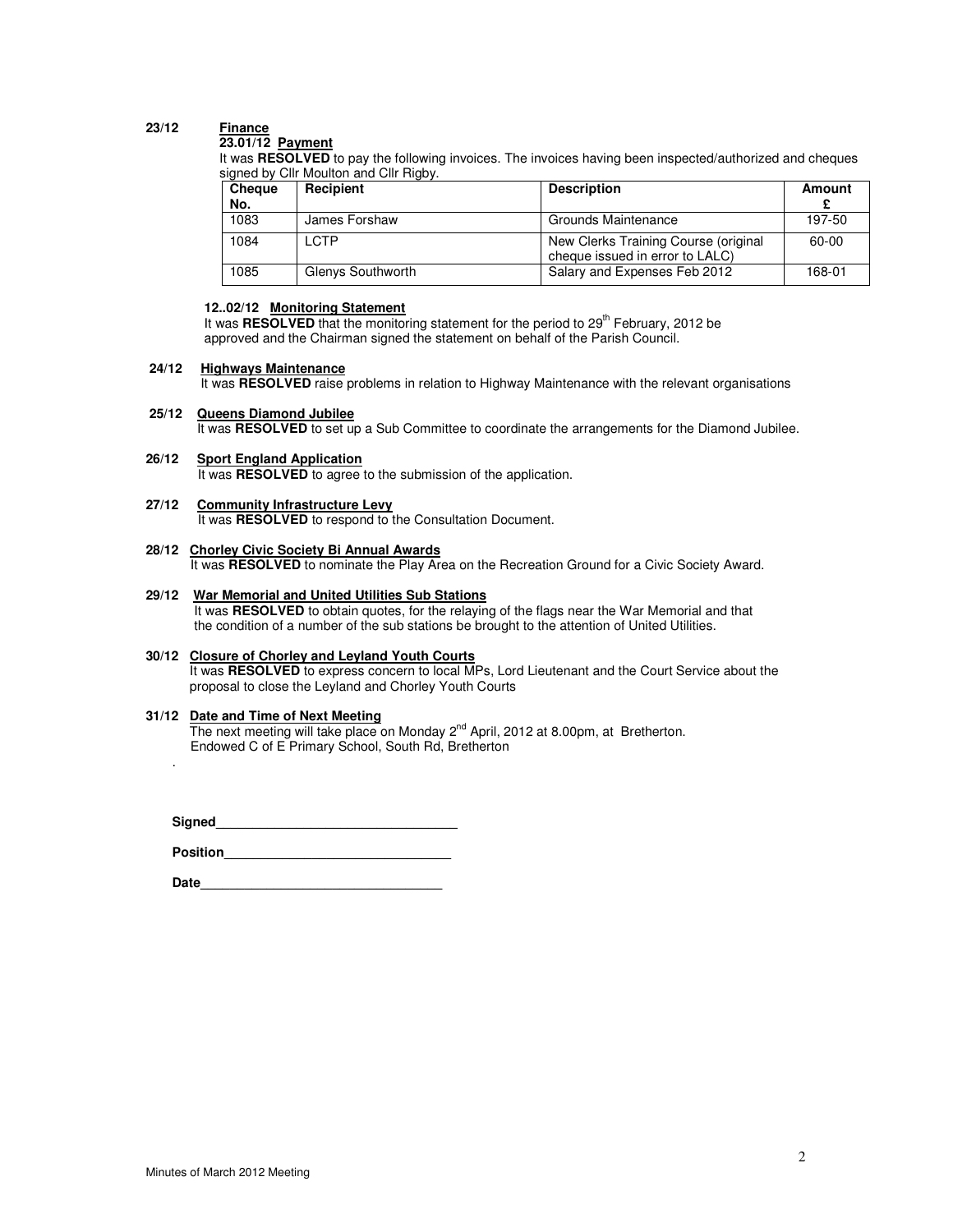**23/12 Finance**

**23.01/12 Payment**

It was **RESOLVED** to pay the following invoices. The invoices having been inspected/authorized and cheques signed by Cllr Moulton and Cllr Rigby.

| Cheque No. | Recipient | Description | Amount £ |
|---|---|---|---|
| 1083 | James Forshaw | Grounds Maintenance | 197-50 |
| 1084 | LCTP | New Clerks Training Course (original cheque issued in error to LALC) | 60-00 |
| 1085 | Glenys Southworth | Salary and Expenses Feb 2012 | 168-01 |

**12..02/12 Monitoring Statement**

It was **RESOLVED** that the monitoring statement for the period to 29th February, 2012 be approved and the Chairman signed the statement on behalf of the Parish Council.

**24/12 Highways Maintenance**

It was **RESOLVED** raise problems in relation to Highway Maintenance with the relevant organisations

**25/12 Queens Diamond Jubilee**

It was **RESOLVED** to set up a Sub Committee to coordinate the arrangements for the Diamond Jubilee.

**26/12 Sport England Application**

It was **RESOLVED** to agree to the submission of the application.

**27/12 Community Infrastructure Levy**

It was **RESOLVED** to respond to the Consultation Document.

**28/12 Chorley Civic Society Bi Annual Awards**

It was **RESOLVED** to nominate the Play Area on the Recreation Ground for a Civic Society Award.

**29/12 War Memorial and United Utilities Sub Stations**

It was **RESOLVED** to obtain quotes, for the relaying of the flags near the War Memorial and that the condition of a number of the sub stations be brought to the attention of United Utilities.

**30/12 Closure of Chorley and Leyland Youth Courts**

It was **RESOLVED** to express concern to local MPs, Lord Lieutenant and the Court Service about the proposal to close the Leyland and Chorley Youth Courts

**31/12 Date and Time of Next Meeting**

The next meeting will take place on Monday 2nd April, 2012 at 8.00pm, at Bretherton. Endowed C of E Primary School, South Rd, Bretherton

.

**Signed**\_\_\_\_\_\_\_\_\_\_\_\_\_\_\_\_\_\_\_\_\_\_\_\_\_\_\_\_\_\_\_\_

**Position**\_\_\_\_\_\_\_\_\_\_\_\_\_\_\_\_\_\_\_\_\_\_\_\_\_\_\_\_\_\_

**Date**\_\_\_\_\_\_\_\_\_\_\_\_\_\_\_\_\_\_\_\_\_\_\_\_\_\_\_\_\_\_\_\_

Minutes of March 2012 Meeting